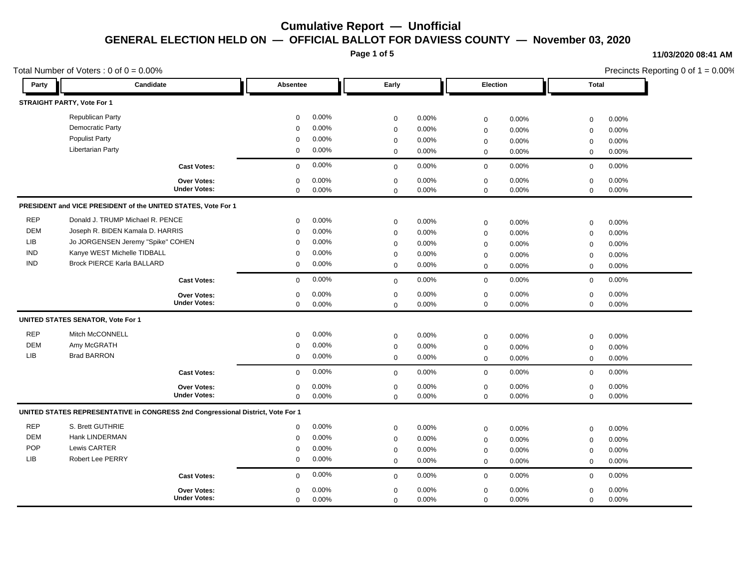# Cumulative Report — Unofficial

## GENERAL ELECTION HELD ON — OFFICIAL BALLOT FOR DAVIESS COUNTY — November 03, 2020

11/03/2020 08:41 AM

Total Number of Voters : 0 of 0 = 0.00%

Precincts Reporting 0 of 1 = 0.00%

| Party | Candidate | Absentee | | Early | | Election | | Total | |
|---|---|---|---|---|---|---|---|---|---|
| **STRAIGHT PARTY, Vote For 1** | | | | | | | | | |
| | Republican Party | 0 | 0.00% | 0 | 0.00% | 0 | 0.00% | 0 | 0.00% |
| | Democratic Party | 0 | 0.00% | 0 | 0.00% | 0 | 0.00% | 0 | 0.00% |
| | Populist Party | 0 | 0.00% | 0 | 0.00% | 0 | 0.00% | 0 | 0.00% |
| | Libertarian Party | 0 | 0.00% | 0 | 0.00% | 0 | 0.00% | 0 | 0.00% |
| | **Cast Votes:** | 0 | 0.00% | 0 | 0.00% | 0 | 0.00% | 0 | 0.00% |
| | **Over Votes:** | 0 | 0.00% | 0 | 0.00% | 0 | 0.00% | 0 | 0.00% |
| | **Under Votes:** | 0 | 0.00% | 0 | 0.00% | 0 | 0.00% | 0 | 0.00% |
| **PRESIDENT and VICE PRESIDENT of the UNITED STATES, Vote For 1** | | | | | | | | | |
| REP | Donald J. TRUMP Michael R. PENCE | 0 | 0.00% | 0 | 0.00% | 0 | 0.00% | 0 | 0.00% |
| DEM | Joseph R. BIDEN Kamala D. HARRIS | 0 | 0.00% | 0 | 0.00% | 0 | 0.00% | 0 | 0.00% |
| LIB | Jo JORGENSEN Jeremy "Spike" COHEN | 0 | 0.00% | 0 | 0.00% | 0 | 0.00% | 0 | 0.00% |
| IND | Kanye WEST Michelle TIDBALL | 0 | 0.00% | 0 | 0.00% | 0 | 0.00% | 0 | 0.00% |
| IND | Brock PIERCE Karla BALLARD | 0 | 0.00% | 0 | 0.00% | 0 | 0.00% | 0 | 0.00% |
| | **Cast Votes:** | 0 | 0.00% | 0 | 0.00% | 0 | 0.00% | 0 | 0.00% |
| | **Over Votes:** | 0 | 0.00% | 0 | 0.00% | 0 | 0.00% | 0 | 0.00% |
| | **Under Votes:** | 0 | 0.00% | 0 | 0.00% | 0 | 0.00% | 0 | 0.00% |
| **UNITED STATES SENATOR, Vote For 1** | | | | | | | | | |
| REP | Mitch McCONNELL | 0 | 0.00% | 0 | 0.00% | 0 | 0.00% | 0 | 0.00% |
| DEM | Amy McGRATH | 0 | 0.00% | 0 | 0.00% | 0 | 0.00% | 0 | 0.00% |
| LIB | Brad BARRON | 0 | 0.00% | 0 | 0.00% | 0 | 0.00% | 0 | 0.00% |
| | **Cast Votes:** | 0 | 0.00% | 0 | 0.00% | 0 | 0.00% | 0 | 0.00% |
| | **Over Votes:** | 0 | 0.00% | 0 | 0.00% | 0 | 0.00% | 0 | 0.00% |
| | **Under Votes:** | 0 | 0.00% | 0 | 0.00% | 0 | 0.00% | 0 | 0.00% |
| **UNITED STATES REPRESENTATIVE in CONGRESS 2nd Congressional District, Vote For 1** | | | | | | | | | |
| REP | S. Brett GUTHRIE | 0 | 0.00% | 0 | 0.00% | 0 | 0.00% | 0 | 0.00% |
| DEM | Hank LINDERMAN | 0 | 0.00% | 0 | 0.00% | 0 | 0.00% | 0 | 0.00% |
| POP | Lewis CARTER | 0 | 0.00% | 0 | 0.00% | 0 | 0.00% | 0 | 0.00% |
| LIB | Robert Lee PERRY | 0 | 0.00% | 0 | 0.00% | 0 | 0.00% | 0 | 0.00% |
| | **Cast Votes:** | 0 | 0.00% | 0 | 0.00% | 0 | 0.00% | 0 | 0.00% |
| | **Over Votes:** | 0 | 0.00% | 0 | 0.00% | 0 | 0.00% | 0 | 0.00% |
| | **Under Votes:** | 0 | 0.00% | 0 | 0.00% | 0 | 0.00% | 0 | 0.00% |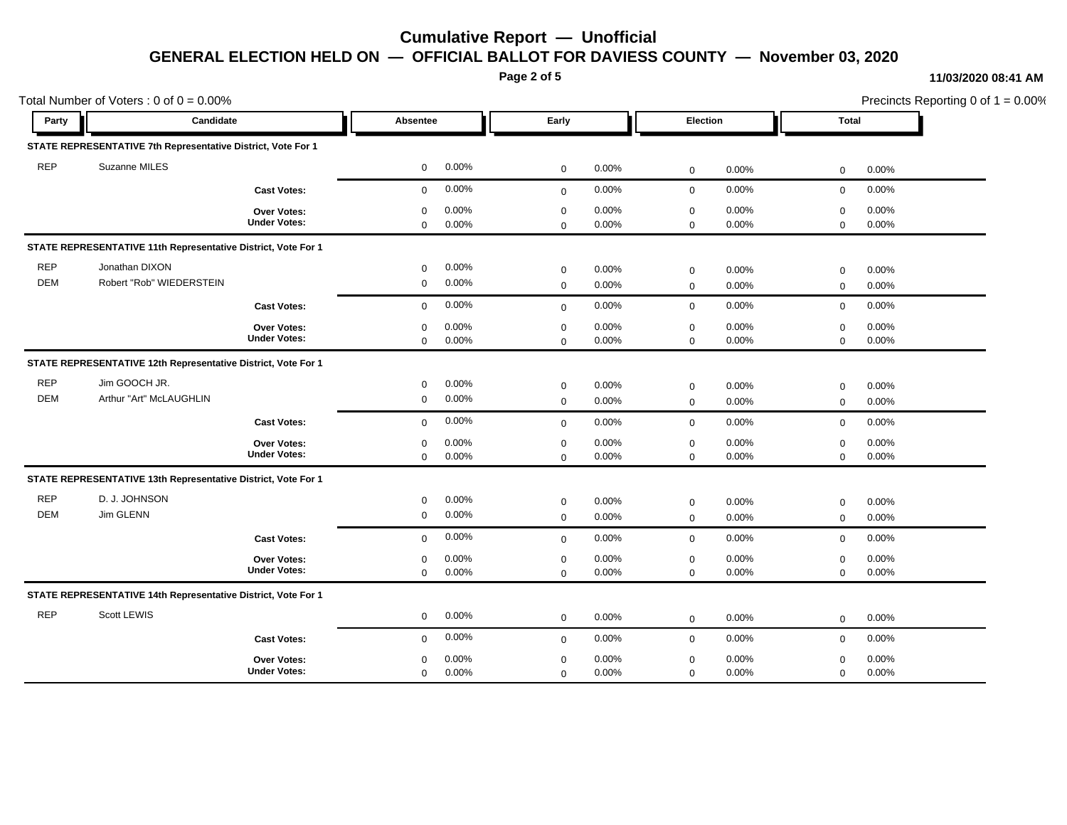# Cumulative Report — Unofficial

## GENERAL ELECTION HELD ON — OFFICIAL BALLOT FOR DAVIESS COUNTY — November 03, 2020

11/03/2020 08:41 AM

Total Number of Voters : 0 of 0 = 0.00%

Precincts Reporting 0 of 1 = 0.00%

| Party | Candidate | Absentee | | Early | | Election | | Total | |
|---|---|---|---|---|---|---|---|---|---|
| **STATE REPRESENTATIVE 7th Representative District, Vote For 1** | | | | | | | | | |
| REP | Suzanne MILES | 0 | 0.00% | 0 | 0.00% | 0 | 0.00% | 0 | 0.00% |
| | **Cast Votes:** | 0 | 0.00% | 0 | 0.00% | 0 | 0.00% | 0 | 0.00% |
| | **Over Votes:** | 0 | 0.00% | 0 | 0.00% | 0 | 0.00% | 0 | 0.00% |
| | **Under Votes:** | 0 | 0.00% | 0 | 0.00% | 0 | 0.00% | 0 | 0.00% |
| **STATE REPRESENTATIVE 11th Representative District, Vote For 1** | | | | | | | | | |
| REP | Jonathan DIXON | 0 | 0.00% | 0 | 0.00% | 0 | 0.00% | 0 | 0.00% |
| DEM | Robert "Rob" WIEDERSTEIN | 0 | 0.00% | 0 | 0.00% | 0 | 0.00% | 0 | 0.00% |
| | **Cast Votes:** | 0 | 0.00% | 0 | 0.00% | 0 | 0.00% | 0 | 0.00% |
| | **Over Votes:** | 0 | 0.00% | 0 | 0.00% | 0 | 0.00% | 0 | 0.00% |
| | **Under Votes:** | 0 | 0.00% | 0 | 0.00% | 0 | 0.00% | 0 | 0.00% |
| **STATE REPRESENTATIVE 12th Representative District, Vote For 1** | | | | | | | | | |
| REP | Jim GOOCH JR. | 0 | 0.00% | 0 | 0.00% | 0 | 0.00% | 0 | 0.00% |
| DEM | Arthur "Art" McLAUGHLIN | 0 | 0.00% | 0 | 0.00% | 0 | 0.00% | 0 | 0.00% |
| | **Cast Votes:** | 0 | 0.00% | 0 | 0.00% | 0 | 0.00% | 0 | 0.00% |
| | **Over Votes:** | 0 | 0.00% | 0 | 0.00% | 0 | 0.00% | 0 | 0.00% |
| | **Under Votes:** | 0 | 0.00% | 0 | 0.00% | 0 | 0.00% | 0 | 0.00% |
| **STATE REPRESENTATIVE 13th Representative District, Vote For 1** | | | | | | | | | |
| REP | D. J. JOHNSON | 0 | 0.00% | 0 | 0.00% | 0 | 0.00% | 0 | 0.00% |
| DEM | Jim GLENN | 0 | 0.00% | 0 | 0.00% | 0 | 0.00% | 0 | 0.00% |
| | **Cast Votes:** | 0 | 0.00% | 0 | 0.00% | 0 | 0.00% | 0 | 0.00% |
| | **Over Votes:** | 0 | 0.00% | 0 | 0.00% | 0 | 0.00% | 0 | 0.00% |
| | **Under Votes:** | 0 | 0.00% | 0 | 0.00% | 0 | 0.00% | 0 | 0.00% |
| **STATE REPRESENTATIVE 14th Representative District, Vote For 1** | | | | | | | | | |
| REP | Scott LEWIS | 0 | 0.00% | 0 | 0.00% | 0 | 0.00% | 0 | 0.00% |
| | **Cast Votes:** | 0 | 0.00% | 0 | 0.00% | 0 | 0.00% | 0 | 0.00% |
| | **Over Votes:** | 0 | 0.00% | 0 | 0.00% | 0 | 0.00% | 0 | 0.00% |
| | **Under Votes:** | 0 | 0.00% | 0 | 0.00% | 0 | 0.00% | 0 | 0.00% |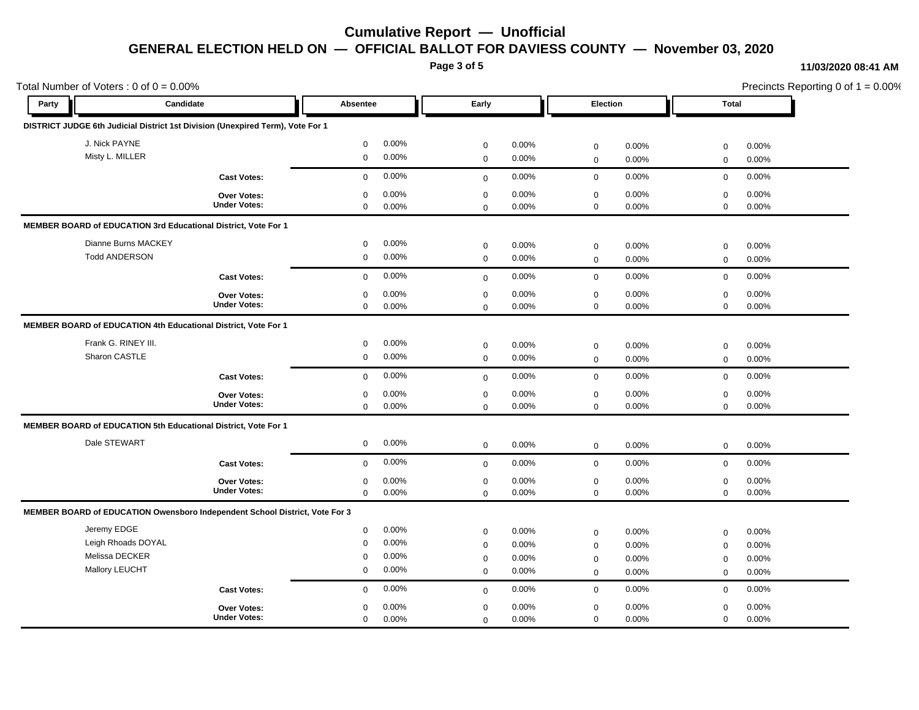# Cumulative Report — Unofficial

## GENERAL ELECTION HELD ON — OFFICIAL BALLOT FOR DAVIESS COUNTY — November 03, 2020

**11/03/2020 08:41 AM**

Total Number of Voters : 0 of 0 = 0.00%

Precincts Reporting 0 of 1 = 0.00%

| Party | Candidate | Absentee | | Early | | Election | | Total | |
|---|---|---|---|---|---|---|---|---|---|
| **DISTRICT JUDGE 6th Judicial District 1st Division (Unexpired Term), Vote For 1** | | | | | | | | | |
| | J. Nick PAYNE | 0 | 0.00% | 0 | 0.00% | 0 | 0.00% | 0 | 0.00% |
| | Misty L. MILLER | 0 | 0.00% | 0 | 0.00% | 0 | 0.00% | 0 | 0.00% |
| | **Cast Votes:** | 0 | 0.00% | 0 | 0.00% | 0 | 0.00% | 0 | 0.00% |
| | **Over Votes:** | 0 | 0.00% | 0 | 0.00% | 0 | 0.00% | 0 | 0.00% |
| | **Under Votes:** | 0 | 0.00% | 0 | 0.00% | 0 | 0.00% | 0 | 0.00% |
| **MEMBER BOARD of EDUCATION 3rd Educational District, Vote For 1** | | | | | | | | | |
| | Dianne Burns MACKEY | 0 | 0.00% | 0 | 0.00% | 0 | 0.00% | 0 | 0.00% |
| | Todd ANDERSON | 0 | 0.00% | 0 | 0.00% | 0 | 0.00% | 0 | 0.00% |
| | **Cast Votes:** | 0 | 0.00% | 0 | 0.00% | 0 | 0.00% | 0 | 0.00% |
| | **Over Votes:** | 0 | 0.00% | 0 | 0.00% | 0 | 0.00% | 0 | 0.00% |
| | **Under Votes:** | 0 | 0.00% | 0 | 0.00% | 0 | 0.00% | 0 | 0.00% |
| **MEMBER BOARD of EDUCATION 4th Educational District, Vote For 1** | | | | | | | | | |
| | Frank G. RINEY III. | 0 | 0.00% | 0 | 0.00% | 0 | 0.00% | 0 | 0.00% |
| | Sharon CASTLE | 0 | 0.00% | 0 | 0.00% | 0 | 0.00% | 0 | 0.00% |
| | **Cast Votes:** | 0 | 0.00% | 0 | 0.00% | 0 | 0.00% | 0 | 0.00% |
| | **Over Votes:** | 0 | 0.00% | 0 | 0.00% | 0 | 0.00% | 0 | 0.00% |
| | **Under Votes:** | 0 | 0.00% | 0 | 0.00% | 0 | 0.00% | 0 | 0.00% |
| **MEMBER BOARD of EDUCATION 5th Educational District, Vote For 1** | | | | | | | | | |
| | Dale STEWART | 0 | 0.00% | 0 | 0.00% | 0 | 0.00% | 0 | 0.00% |
| | **Cast Votes:** | 0 | 0.00% | 0 | 0.00% | 0 | 0.00% | 0 | 0.00% |
| | **Over Votes:** | 0 | 0.00% | 0 | 0.00% | 0 | 0.00% | 0 | 0.00% |
| | **Under Votes:** | 0 | 0.00% | 0 | 0.00% | 0 | 0.00% | 0 | 0.00% |
| **MEMBER BOARD of EDUCATION Owensboro Independent School District, Vote For 3** | | | | | | | | | |
| | Jeremy EDGE | 0 | 0.00% | 0 | 0.00% | 0 | 0.00% | 0 | 0.00% |
| | Leigh Rhoads DOYAL | 0 | 0.00% | 0 | 0.00% | 0 | 0.00% | 0 | 0.00% |
| | Melissa DECKER | 0 | 0.00% | 0 | 0.00% | 0 | 0.00% | 0 | 0.00% |
| | Mallory LEUCHT | 0 | 0.00% | 0 | 0.00% | 0 | 0.00% | 0 | 0.00% |
| | **Cast Votes:** | 0 | 0.00% | 0 | 0.00% | 0 | 0.00% | 0 | 0.00% |
| | **Over Votes:** | 0 | 0.00% | 0 | 0.00% | 0 | 0.00% | 0 | 0.00% |
| | **Under Votes:** | 0 | 0.00% | 0 | 0.00% | 0 | 0.00% | 0 | 0.00% |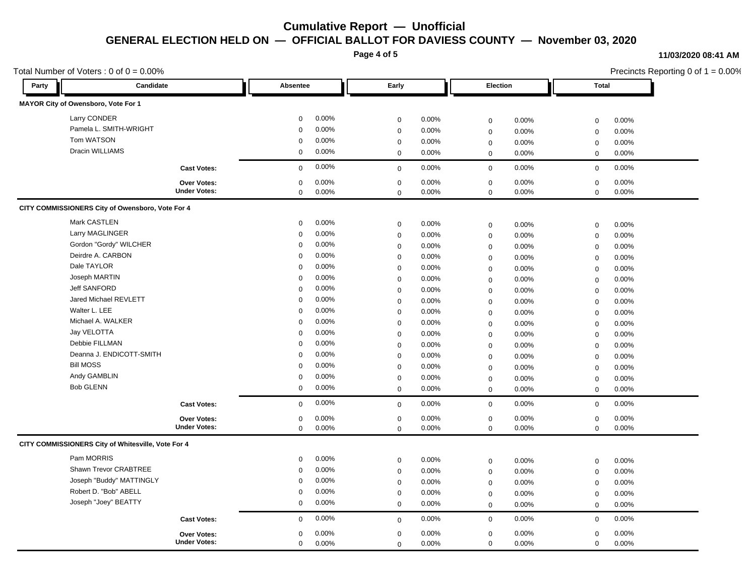# Cumulative Report — Unofficial

## GENERAL ELECTION HELD ON — OFFICIAL BALLOT FOR DAVIESS COUNTY — November 03, 2020

11/03/2020 08:41 AM

Total Number of Voters : 0 of 0 = 0.00%

Precincts Reporting 0 of 1 = 0.00%

| Party | Candidate | Absentee | | Early | | Election | | Total | |
|---|---|---|---|---|---|---|---|---|---|
| **MAYOR City of Owensboro, Vote For 1** | | | | | | | | | |
| | Larry CONDER | 0 | 0.00% | 0 | 0.00% | 0 | 0.00% | 0 | 0.00% |
| | Pamela L. SMITH-WRIGHT | 0 | 0.00% | 0 | 0.00% | 0 | 0.00% | 0 | 0.00% |
| | Tom WATSON | 0 | 0.00% | 0 | 0.00% | 0 | 0.00% | 0 | 0.00% |
| | Dracin WILLIAMS | 0 | 0.00% | 0 | 0.00% | 0 | 0.00% | 0 | 0.00% |
| | **Cast Votes:** | 0 | 0.00% | 0 | 0.00% | 0 | 0.00% | 0 | 0.00% |
| | **Over Votes:** | 0 | 0.00% | 0 | 0.00% | 0 | 0.00% | 0 | 0.00% |
| | **Under Votes:** | 0 | 0.00% | 0 | 0.00% | 0 | 0.00% | 0 | 0.00% |
| **CITY COMMISSIONERS City of Owensboro, Vote For 4** | | | | | | | | | |
| | Mark CASTLEN | 0 | 0.00% | 0 | 0.00% | 0 | 0.00% | 0 | 0.00% |
| | Larry MAGLINGER | 0 | 0.00% | 0 | 0.00% | 0 | 0.00% | 0 | 0.00% |
| | Gordon "Gordy" WILCHER | 0 | 0.00% | 0 | 0.00% | 0 | 0.00% | 0 | 0.00% |
| | Deirdre A. CARBON | 0 | 0.00% | 0 | 0.00% | 0 | 0.00% | 0 | 0.00% |
| | Dale TAYLOR | 0 | 0.00% | 0 | 0.00% | 0 | 0.00% | 0 | 0.00% |
| | Joseph MARTIN | 0 | 0.00% | 0 | 0.00% | 0 | 0.00% | 0 | 0.00% |
| | Jeff SANFORD | 0 | 0.00% | 0 | 0.00% | 0 | 0.00% | 0 | 0.00% |
| | Jared Michael REVLETT | 0 | 0.00% | 0 | 0.00% | 0 | 0.00% | 0 | 0.00% |
| | Walter L. LEE | 0 | 0.00% | 0 | 0.00% | 0 | 0.00% | 0 | 0.00% |
| | Michael A. WALKER | 0 | 0.00% | 0 | 0.00% | 0 | 0.00% | 0 | 0.00% |
| | Jay VELOTTA | 0 | 0.00% | 0 | 0.00% | 0 | 0.00% | 0 | 0.00% |
| | Debbie FILLMAN | 0 | 0.00% | 0 | 0.00% | 0 | 0.00% | 0 | 0.00% |
| | Deanna J. ENDICOTT-SMITH | 0 | 0.00% | 0 | 0.00% | 0 | 0.00% | 0 | 0.00% |
| | Bill MOSS | 0 | 0.00% | 0 | 0.00% | 0 | 0.00% | 0 | 0.00% |
| | Andy GAMBLIN | 0 | 0.00% | 0 | 0.00% | 0 | 0.00% | 0 | 0.00% |
| | Bob GLENN | 0 | 0.00% | 0 | 0.00% | 0 | 0.00% | 0 | 0.00% |
| | **Cast Votes:** | 0 | 0.00% | 0 | 0.00% | 0 | 0.00% | 0 | 0.00% |
| | **Over Votes:** | 0 | 0.00% | 0 | 0.00% | 0 | 0.00% | 0 | 0.00% |
| | **Under Votes:** | 0 | 0.00% | 0 | 0.00% | 0 | 0.00% | 0 | 0.00% |
| **CITY COMMISSIONERS City of Whitesville, Vote For 4** | | | | | | | | | |
| | Pam MORRIS | 0 | 0.00% | 0 | 0.00% | 0 | 0.00% | 0 | 0.00% |
| | Shawn Trevor CRABTREE | 0 | 0.00% | 0 | 0.00% | 0 | 0.00% | 0 | 0.00% |
| | Joseph "Buddy" MATTINGLY | 0 | 0.00% | 0 | 0.00% | 0 | 0.00% | 0 | 0.00% |
| | Robert D. "Bob" ABELL | 0 | 0.00% | 0 | 0.00% | 0 | 0.00% | 0 | 0.00% |
| | Joseph "Joey" BEATTY | 0 | 0.00% | 0 | 0.00% | 0 | 0.00% | 0 | 0.00% |
| | **Cast Votes:** | 0 | 0.00% | 0 | 0.00% | 0 | 0.00% | 0 | 0.00% |
| | **Over Votes:** | 0 | 0.00% | 0 | 0.00% | 0 | 0.00% | 0 | 0.00% |
| | **Under Votes:** | 0 | 0.00% | 0 | 0.00% | 0 | 0.00% | 0 | 0.00% |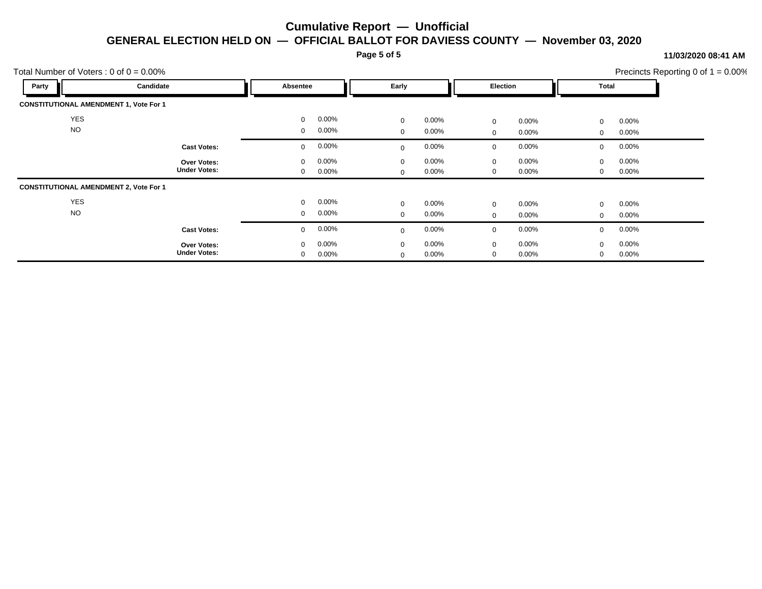# Cumulative Report — Unofficial

## GENERAL ELECTION HELD ON — OFFICIAL BALLOT FOR DAVIESS COUNTY — November 03, 2020

11/03/2020 08:41 AM

Total Number of Voters : 0 of 0 = 0.00%

Precincts Reporting 0 of 1 = 0.00%

| Party | Candidate | Absentee | | Early | | Election | | Total | |
|---|---|---|---|---|---|---|---|---|---|
| **CONSTITUTIONAL AMENDMENT 1, Vote For 1** | | | | | | | | | |
| | YES | 0 | 0.00% | 0 | 0.00% | 0 | 0.00% | 0 | 0.00% |
| | NO | 0 | 0.00% | 0 | 0.00% | 0 | 0.00% | 0 | 0.00% |
| | **Cast Votes:** | 0 | 0.00% | 0 | 0.00% | 0 | 0.00% | 0 | 0.00% |
| | **Over Votes:** | 0 | 0.00% | 0 | 0.00% | 0 | 0.00% | 0 | 0.00% |
| | **Under Votes:** | 0 | 0.00% | 0 | 0.00% | 0 | 0.00% | 0 | 0.00% |
| **CONSTITUTIONAL AMENDMENT 2, Vote For 1** | | | | | | | | | |
| | YES | 0 | 0.00% | 0 | 0.00% | 0 | 0.00% | 0 | 0.00% |
| | NO | 0 | 0.00% | 0 | 0.00% | 0 | 0.00% | 0 | 0.00% |
| | **Cast Votes:** | 0 | 0.00% | 0 | 0.00% | 0 | 0.00% | 0 | 0.00% |
| | **Over Votes:** | 0 | 0.00% | 0 | 0.00% | 0 | 0.00% | 0 | 0.00% |
| | **Under Votes:** | 0 | 0.00% | 0 | 0.00% | 0 | 0.00% | 0 | 0.00% |